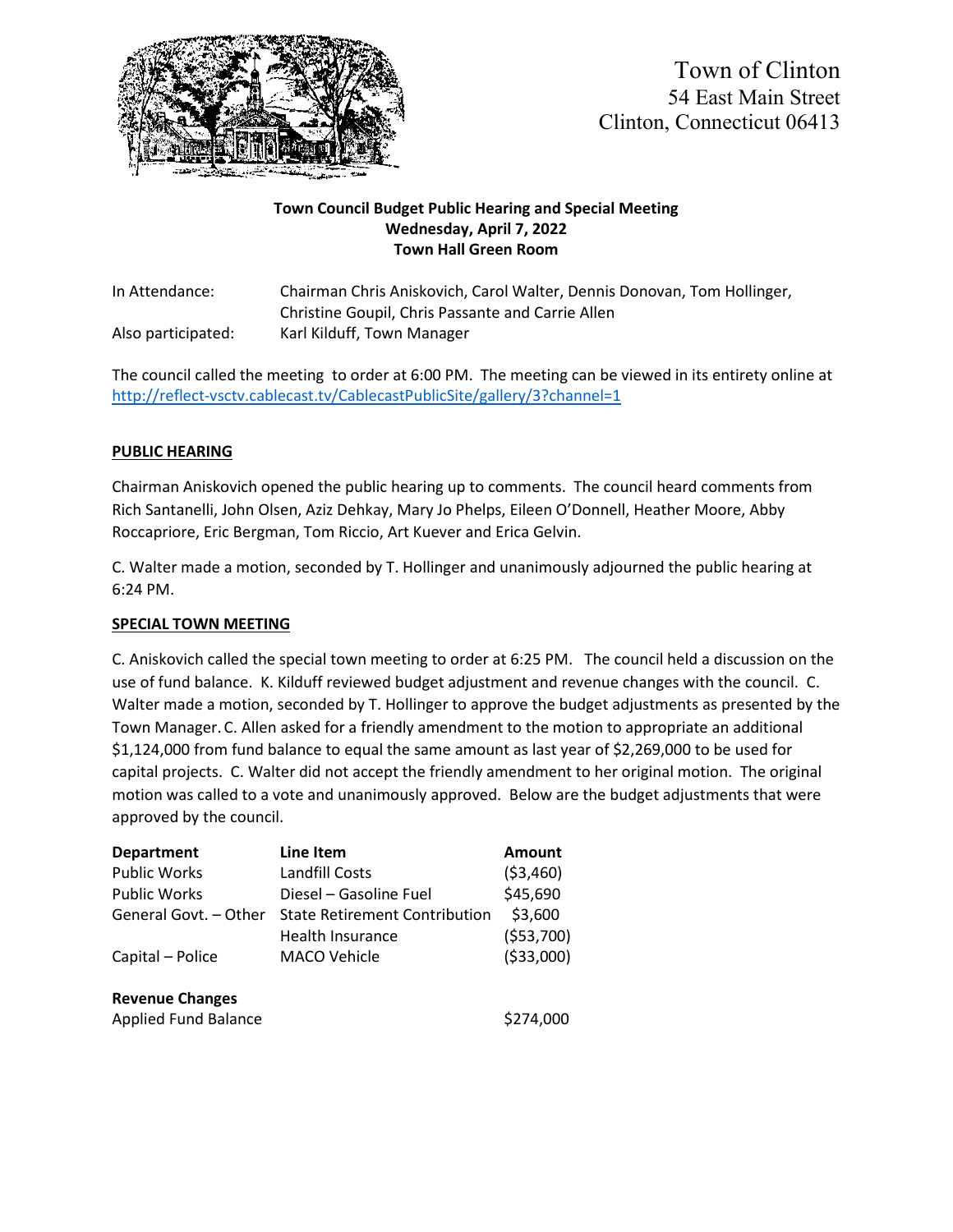Town of Clinton
54 East Main Street
Clinton, Connecticut 06413

**Town Council Budget Public Hearing and Special Meeting**
**Wednesday, April 7, 2022**
**Town Hall Green Room**

| | |
|---|---|
| In Attendance: | Chairman Chris Aniskovich, Carol Walter, Dennis Donovan, Tom Hollinger, Christine Goupil, Chris Passante and Carrie Allen |
| Also participated: | Karl Kilduff, Town Manager |

The council called the meeting to order at 6:00 PM. The meeting can be viewed in its entirety online at http://reflect-vsctv.cablecast.tv/CablecastPublicSite/gallery/3?channel=1

**PUBLIC HEARING**

Chairman Aniskovich opened the public hearing up to comments. The council heard comments from Rich Santanelli, John Olsen, Aziz Dehkay, Mary Jo Phelps, Eileen O'Donnell, Heather Moore, Abby Roccapriore, Eric Bergman, Tom Riccio, Art Kuever and Erica Gelvin.

C. Walter made a motion, seconded by T. Hollinger and unanimously adjourned the public hearing at 6:24 PM.

**SPECIAL TOWN MEETING**

C. Aniskovich called the special town meeting to order at 6:25 PM. The council held a discussion on the use of fund balance. K. Kilduff reviewed budget adjustment and revenue changes with the council. C. Walter made a motion, seconded by T. Hollinger to approve the budget adjustments as presented by the Town Manager. C. Allen asked for a friendly amendment to the motion to appropriate an additional $1,124,000 from fund balance to equal the same amount as last year of $2,269,000 to be used for capital projects. C. Walter did not accept the friendly amendment to her original motion. The original motion was called to a vote and unanimously approved. Below are the budget adjustments that were approved by the council.

| **Department** | **Line Item** | **Amount** |
|---|---|---|
| Public Works | Landfill Costs | ($3,460) |
| Public Works | Diesel – Gasoline Fuel | $45,690 |
| General Govt. – Other | State Retirement Contribution | $3,600 |
| | Health Insurance | ($53,700) |
| Capital – Police | MACO Vehicle | ($33,000) |
| | | |
| **Revenue Changes** | | |
| Applied Fund Balance | | $274,000 |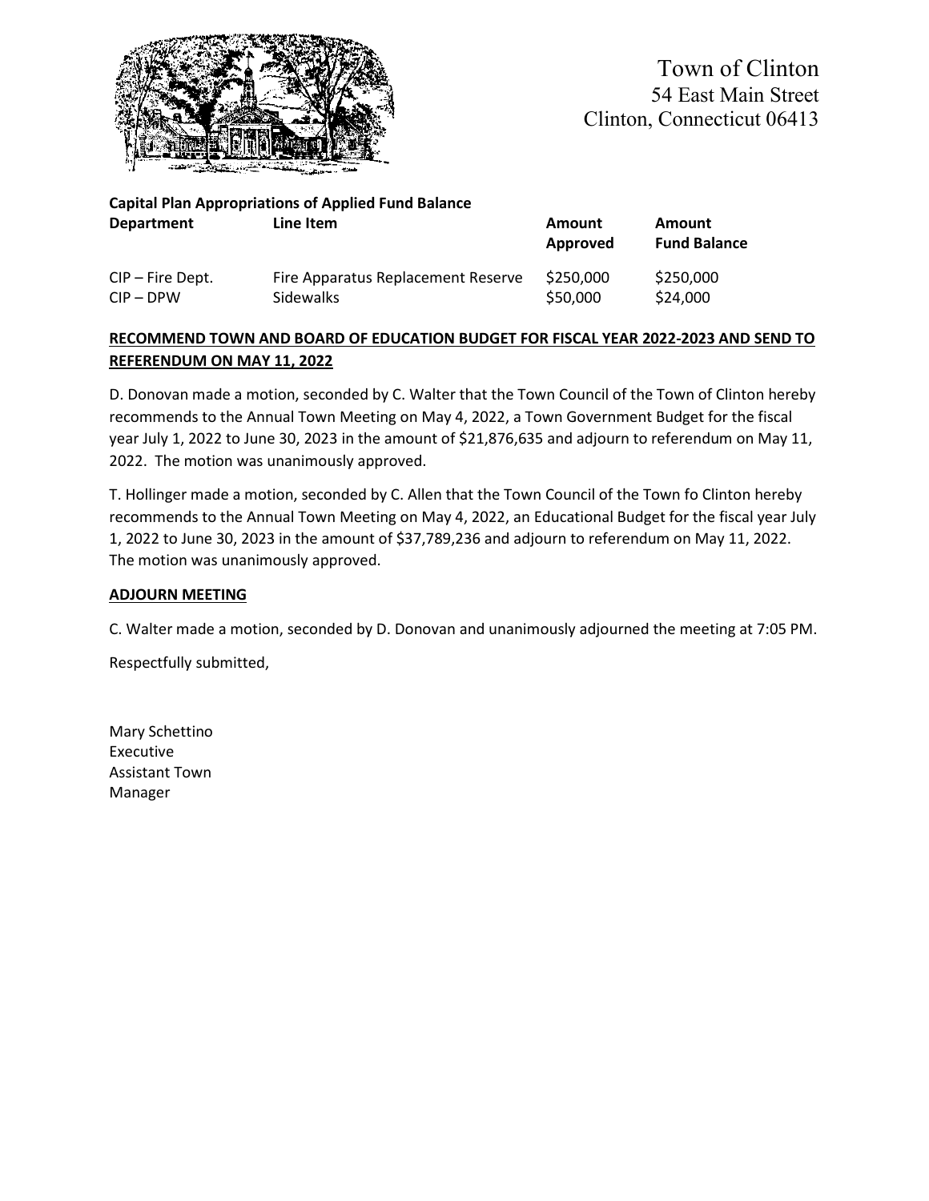Town of Clinton
54 East Main Street
Clinton, Connecticut 06413

**Capital Plan Appropriations of Applied Fund Balance**

| Department | Line Item | Amount Approved | Amount Fund Balance |
|---|---|---|---|
| CIP – Fire Dept. | Fire Apparatus Replacement Reserve | $250,000 | $250,000 |
| CIP – DPW | Sidewalks | $50,000 | $24,000 |

**RECOMMEND TOWN AND BOARD OF EDUCATION BUDGET FOR FISCAL YEAR 2022-2023 AND SEND TO REFERENDUM ON MAY 11, 2022**

D. Donovan made a motion, seconded by C. Walter that the Town Council of the Town of Clinton hereby recommends to the Annual Town Meeting on May 4, 2022, a Town Government Budget for the fiscal year July 1, 2022 to June 30, 2023 in the amount of $21,876,635 and adjourn to referendum on May 11, 2022. The motion was unanimously approved.

T. Hollinger made a motion, seconded by C. Allen that the Town Council of the Town fo Clinton hereby recommends to the Annual Town Meeting on May 4, 2022, an Educational Budget for the fiscal year July 1, 2022 to June 30, 2023 in the amount of $37,789,236 and adjourn to referendum on May 11, 2022. The motion was unanimously approved.

**ADJOURN MEETING**

C. Walter made a motion, seconded by D. Donovan and unanimously adjourned the meeting at 7:05 PM.

Respectfully submitted,

Mary Schettino
Executive
Assistant Town
Manager